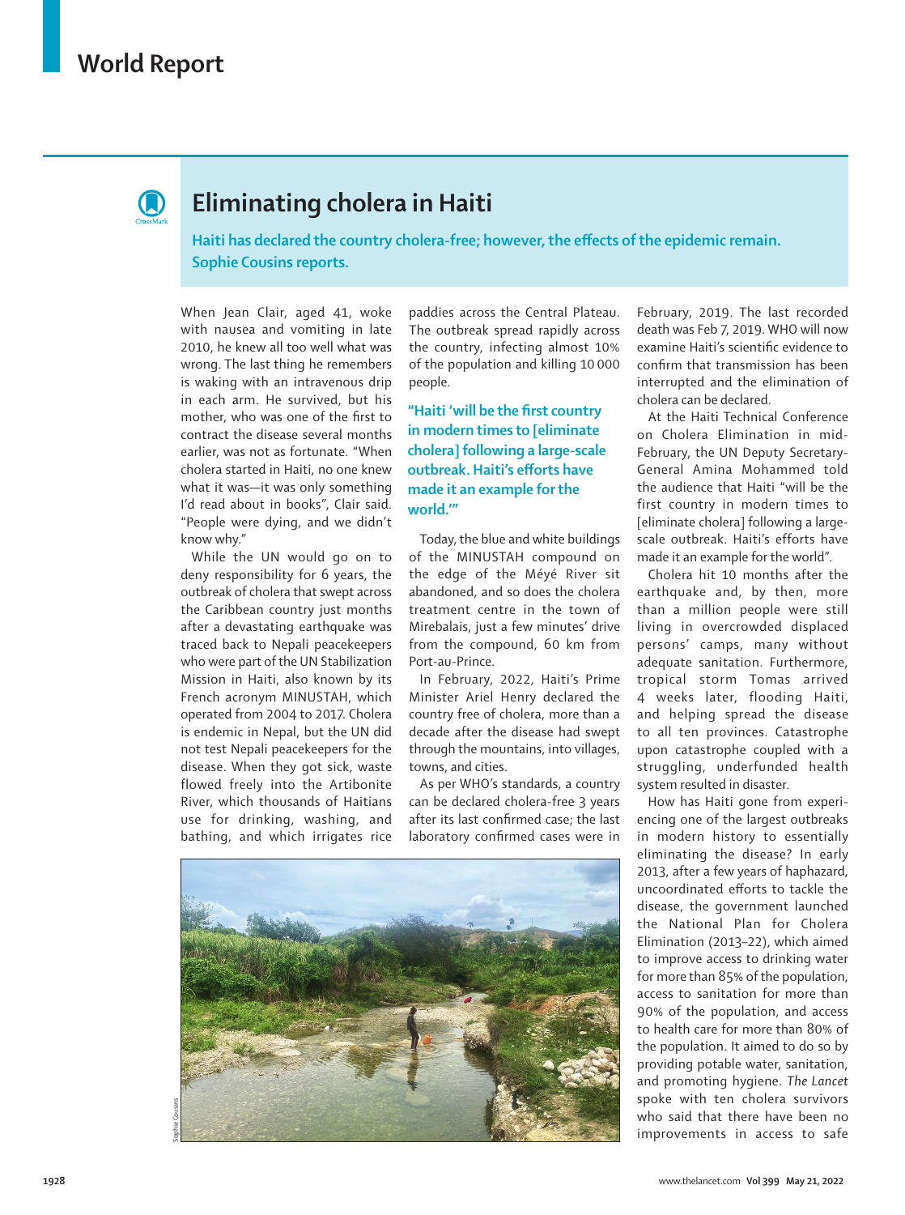# Eliminating cholera in Haiti

**Haiti has declared the country cholera-free; however, the effects of the epidemic remain. Sophie Cousins reports.**

When Jean Clair, aged 41, woke with nausea and vomiting in late 2010, he knew all too well what was wrong. The last thing he remembers is waking with an intravenous drip in each arm. He survived, but his mother, who was one of the first to contract the disease several months earlier, was not as fortunate. "When cholera started in Haiti, no one knew what it was—it was only something I'd read about in books", Clair said. "People were dying, and we didn't know why."

While the UN would go on to deny responsibility for 6 years, the outbreak of cholera that swept across the Caribbean country just months after a devastating earthquake was traced back to Nepali peacekeepers who were part of the UN Stabilization Mission in Haiti, also known by its French acronym MINUSTAH, which operated from 2004 to 2017. Cholera is endemic in Nepal, but the UN did not test Nepali peacekeepers for the disease. When they got sick, waste flowed freely into the Artibonite River, which thousands of Haitians use for drinking, washing, and bathing, and which irrigates rice paddies across the Central Plateau. The outbreak spread rapidly across the country, infecting almost 10% of the population and killing 10 000 people.

> "Haiti 'will be the first country in modern times to [eliminate cholera] following a large-scale outbreak. Haiti's efforts have made it an example for the world.'"

Today, the blue and white buildings of the MINUSTAH compound on the edge of the Méyé River sit abandoned, and so does the cholera treatment centre in the town of Mirebalais, just a few minutes' drive from the compound, 60 km from Port-au-Prince.

In February, 2022, Haiti's Prime Minister Ariel Henry declared the country free of cholera, more than a decade after the disease had swept through the mountains, into villages, towns, and cities.

As per WHO's standards, a country can be declared cholera-free 3 years after its last confirmed case; the last laboratory confirmed cases were in February, 2019. The last recorded death was Feb 7, 2019. WHO will now examine Haiti's scientific evidence to confirm that transmission has been interrupted and the elimination of cholera can be declared.

At the Haiti Technical Conference on Cholera Elimination in mid-February, the UN Deputy Secretary-General Amina Mohammed told the audience that Haiti "will be the first country in modern times to [eliminate cholera] following a large-scale outbreak. Haiti's efforts have made it an example for the world".

Cholera hit 10 months after the earthquake and, by then, more than a million people were still living in overcrowded displaced persons' camps, many without adequate sanitation. Furthermore, tropical storm Tomas arrived 4 weeks later, flooding Haiti, and helping spread the disease to all ten provinces. Catastrophe upon catastrophe coupled with a struggling, underfunded health system resulted in disaster.

How has Haiti gone from experiencing one of the largest outbreaks in modern history to essentially eliminating the disease? In early 2013, after a few years of haphazard, uncoordinated efforts to tackle the disease, the government launched the National Plan for Cholera Elimination (2013–22), which aimed to improve access to drinking water for more than 85% of the population, access to sanitation for more than 90% of the population, and access to health care for more than 80% of the population. It aimed to do so by providing potable water, sanitation, and promoting hygiene. *The Lancet* spoke with ten cholera survivors who said that there have been no improvements in access to safe

Sophie Cousins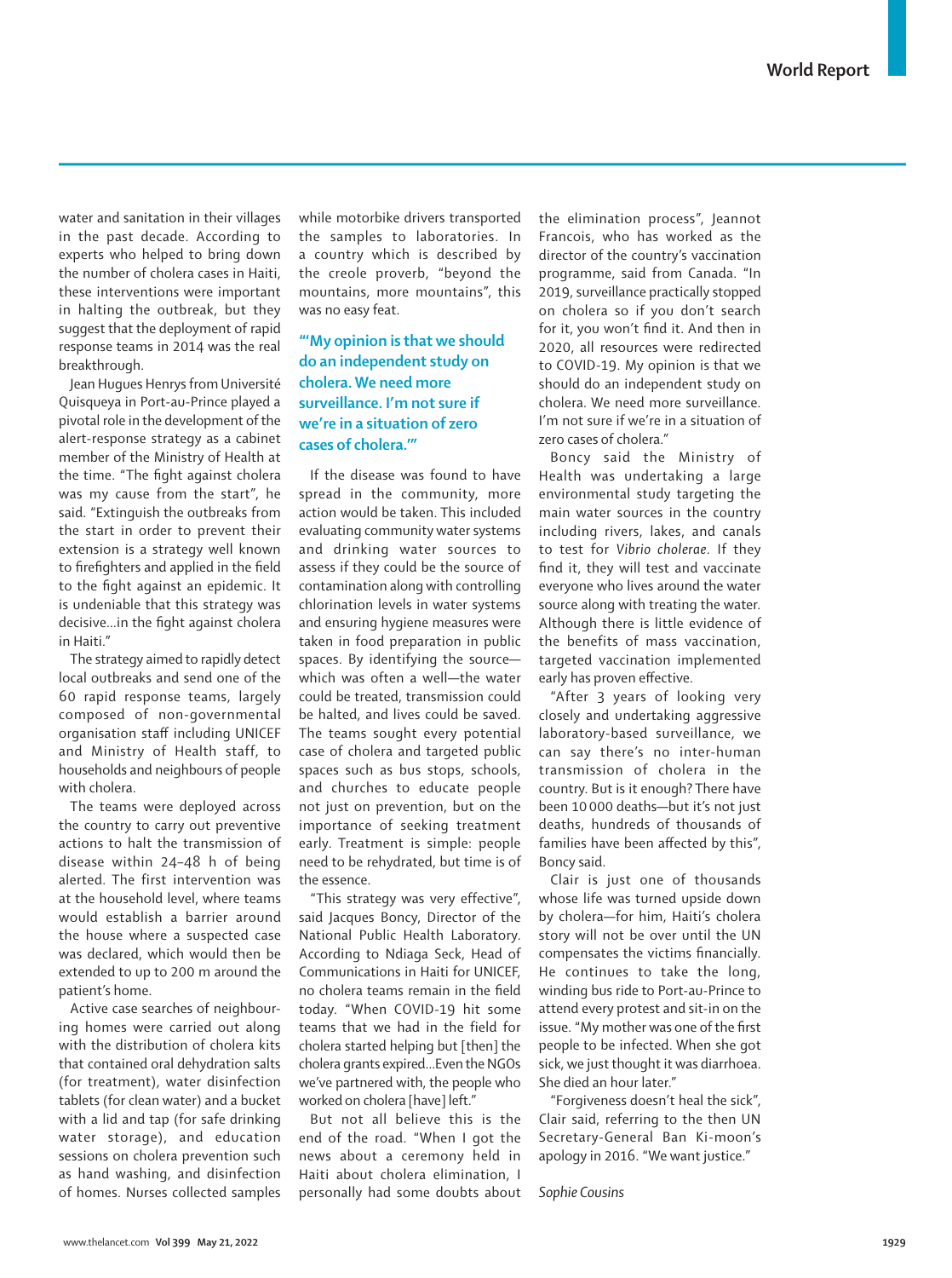water and sanitation in their villages in the past decade. According to experts who helped to bring down the number of cholera cases in Haiti, these interventions were important in halting the outbreak, but they suggest that the deployment of rapid response teams in 2014 was the real breakthrough.

Jean Hugues Henrys from Université Quisqueya in Port-au-Prince played a pivotal role in the development of the alert-response strategy as a cabinet member of the Ministry of Health at the time. "The fight against cholera was my cause from the start", he said. "Extinguish the outbreaks from the start in order to prevent their extension is a strategy well known to firefighters and applied in the field to the fight against an epidemic. It is undeniable that this strategy was decisive...in the fight against cholera in Haiti."

The strategy aimed to rapidly detect local outbreaks and send one of the 60 rapid response teams, largely composed of non-governmental organisation staff including UNICEF and Ministry of Health staff, to households and neighbours of people with cholera.

The teams were deployed across the country to carry out preventive actions to halt the transmission of disease within 24–48 h of being alerted. The first intervention was at the household level, where teams would establish a barrier around the house where a suspected case was declared, which would then be extended to up to 200 m around the patient's home.

Active case searches of neighbouring homes were carried out along with the distribution of cholera kits that contained oral dehydration salts (for treatment), water disinfection tablets (for clean water) and a bucket with a lid and tap (for safe drinking water storage), and education sessions on cholera prevention such as hand washing, and disinfection of homes. Nurses collected samples while motorbike drivers transported the samples to laboratories. In a country which is described by the creole proverb, "beyond the mountains, more mountains", this was no easy feat.

**"'My opinion is that we should do an independent study on cholera. We need more surveillance. I'm not sure if we're in a situation of zero cases of cholera.'"**

If the disease was found to have spread in the community, more action would be taken. This included evaluating community water systems and drinking water sources to assess if they could be the source of contamination along with controlling chlorination levels in water systems and ensuring hygiene measures were taken in food preparation in public spaces. By identifying the source—which was often a well—the water could be treated, transmission could be halted, and lives could be saved. The teams sought every potential case of cholera and targeted public spaces such as bus stops, schools, and churches to educate people not just on prevention, but on the importance of seeking treatment early. Treatment is simple: people need to be rehydrated, but time is of the essence.

"This strategy was very effective", said Jacques Boncy, Director of the National Public Health Laboratory. According to Ndiaga Seck, Head of Communications in Haiti for UNICEF, no cholera teams remain in the field today. "When COVID-19 hit some teams that we had in the field for cholera started helping but [then] the cholera grants expired...Even the NGOs we've partnered with, the people who worked on cholera [have] left."

But not all believe this is the end of the road. "When I got the news about a ceremony held in Haiti about cholera elimination, I personally had some doubts about the elimination process", Jeannot Francois, who has worked as the director of the country's vaccination programme, said from Canada. "In 2019, surveillance practically stopped on cholera so if you don't search for it, you won't find it. And then in 2020, all resources were redirected to COVID-19. My opinion is that we should do an independent study on cholera. We need more surveillance. I'm not sure if we're in a situation of zero cases of cholera."

Boncy said the Ministry of Health was undertaking a large environmental study targeting the main water sources in the country including rivers, lakes, and canals to test for *Vibrio cholerae*. If they find it, they will test and vaccinate everyone who lives around the water source along with treating the water. Although there is little evidence of the benefits of mass vaccination, targeted vaccination implemented early has proven effective.

"After 3 years of looking very closely and undertaking aggressive laboratory-based surveillance, we can say there's no inter-human transmission of cholera in the country. But is it enough? There have been 10 000 deaths—but it's not just deaths, hundreds of thousands of families have been affected by this", Boncy said.

Clair is just one of thousands whose life was turned upside down by cholera—for him, Haiti's cholera story will not be over until the UN compensates the victims financially. He continues to take the long, winding bus ride to Port-au-Prince to attend every protest and sit-in on the issue. "My mother was one of the first people to be infected. When she got sick, we just thought it was diarrhoea. She died an hour later."

"Forgiveness doesn't heal the sick", Clair said, referring to the then UN Secretary-General Ban Ki-moon's apology in 2016. "We want justice."

*Sophie Cousins*